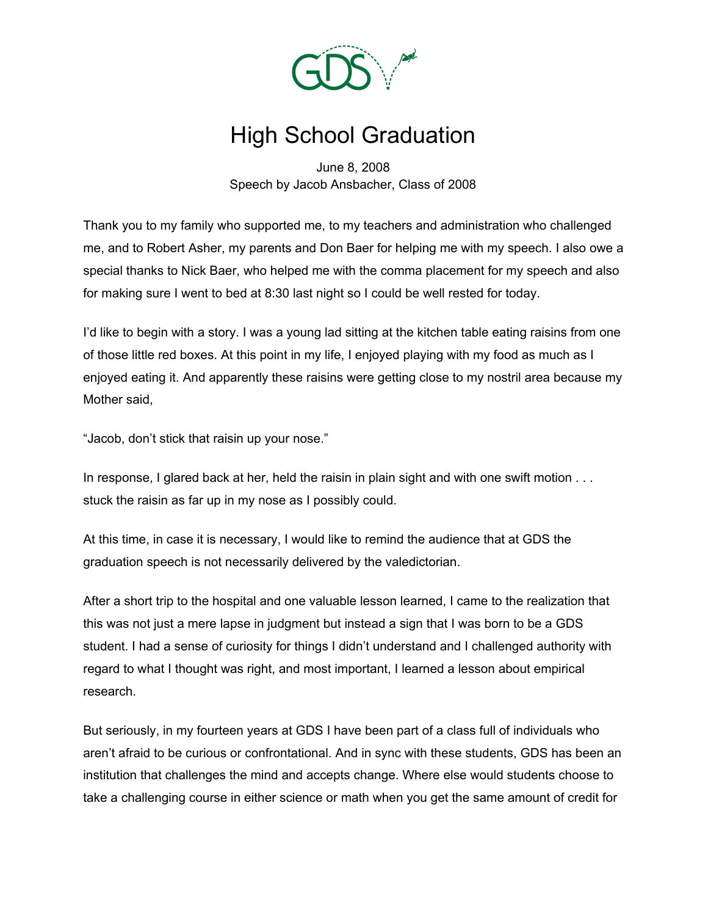# High School Graduation

June 8, 2008
Speech by Jacob Ansbacher, Class of 2008

Thank you to my family who supported me, to my teachers and administration who challenged me, and to Robert Asher, my parents and Don Baer for helping me with my speech. I also owe a special thanks to Nick Baer, who helped me with the comma placement for my speech and also for making sure I went to bed at 8:30 last night so I could be well rested for today.

I'd like to begin with a story. I was a young lad sitting at the kitchen table eating raisins from one of those little red boxes. At this point in my life, I enjoyed playing with my food as much as I enjoyed eating it. And apparently these raisins were getting close to my nostril area because my Mother said,

"Jacob, don't stick that raisin up your nose."

In response, I glared back at her, held the raisin in plain sight and with one swift motion . . . stuck the raisin as far up in my nose as I possibly could.

At this time, in case it is necessary, I would like to remind the audience that at GDS the graduation speech is not necessarily delivered by the valedictorian.

After a short trip to the hospital and one valuable lesson learned, I came to the realization that this was not just a mere lapse in judgment but instead a sign that I was born to be a GDS student. I had a sense of curiosity for things I didn't understand and I challenged authority with regard to what I thought was right, and most important, I learned a lesson about empirical research.

But seriously, in my fourteen years at GDS I have been part of a class full of individuals who aren't afraid to be curious or confrontational. And in sync with these students, GDS has been an institution that challenges the mind and accepts change. Where else would students choose to take a challenging course in either science or math when you get the same amount of credit for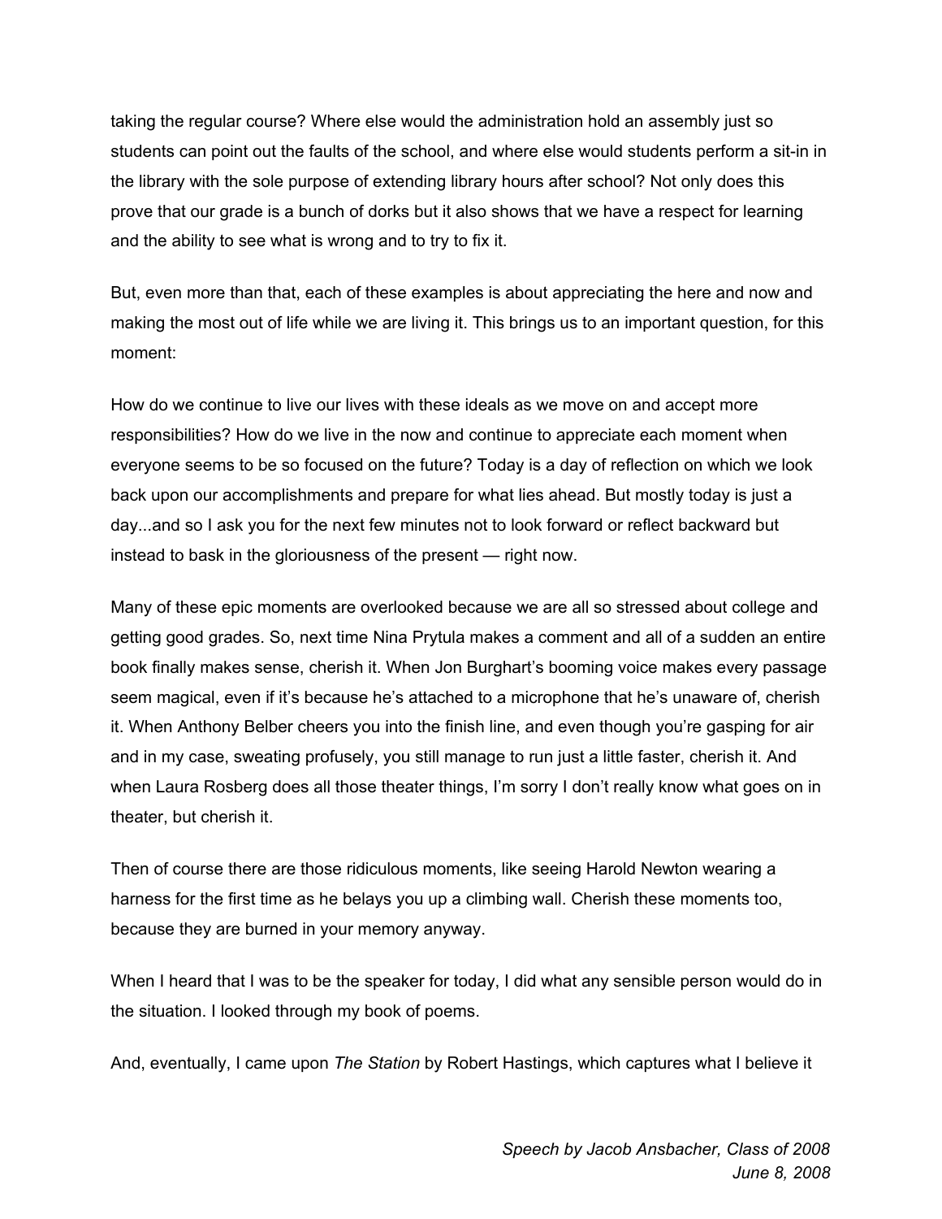taking the regular course? Where else would the administration hold an assembly just so students can point out the faults of the school, and where else would students perform a sit-in in the library with the sole purpose of extending library hours after school? Not only does this prove that our grade is a bunch of dorks but it also shows that we have a respect for learning and the ability to see what is wrong and to try to fix it.

But, even more than that, each of these examples is about appreciating the here and now and making the most out of life while we are living it. This brings us to an important question, for this moment:

How do we continue to live our lives with these ideals as we move on and accept more responsibilities? How do we live in the now and continue to appreciate each moment when everyone seems to be so focused on the future? Today is a day of reflection on which we look back upon our accomplishments and prepare for what lies ahead. But mostly today is just a day...and so I ask you for the next few minutes not to look forward or reflect backward but instead to bask in the gloriousness of the present — right now.

Many of these epic moments are overlooked because we are all so stressed about college and getting good grades. So, next time Nina Prytula makes a comment and all of a sudden an entire book finally makes sense, cherish it. When Jon Burghart's booming voice makes every passage seem magical, even if it's because he's attached to a microphone that he's unaware of, cherish it. When Anthony Belber cheers you into the finish line, and even though you're gasping for air and in my case, sweating profusely, you still manage to run just a little faster, cherish it. And when Laura Rosberg does all those theater things, I'm sorry I don't really know what goes on in theater, but cherish it.

Then of course there are those ridiculous moments, like seeing Harold Newton wearing a harness for the first time as he belays you up a climbing wall. Cherish these moments too, because they are burned in your memory anyway.

When I heard that I was to be the speaker for today, I did what any sensible person would do in the situation. I looked through my book of poems.

And, eventually, I came upon *The Station* by Robert Hastings, which captures what I believe it

*Speech by Jacob Ansbacher, Class of 2008*
*June 8, 2008*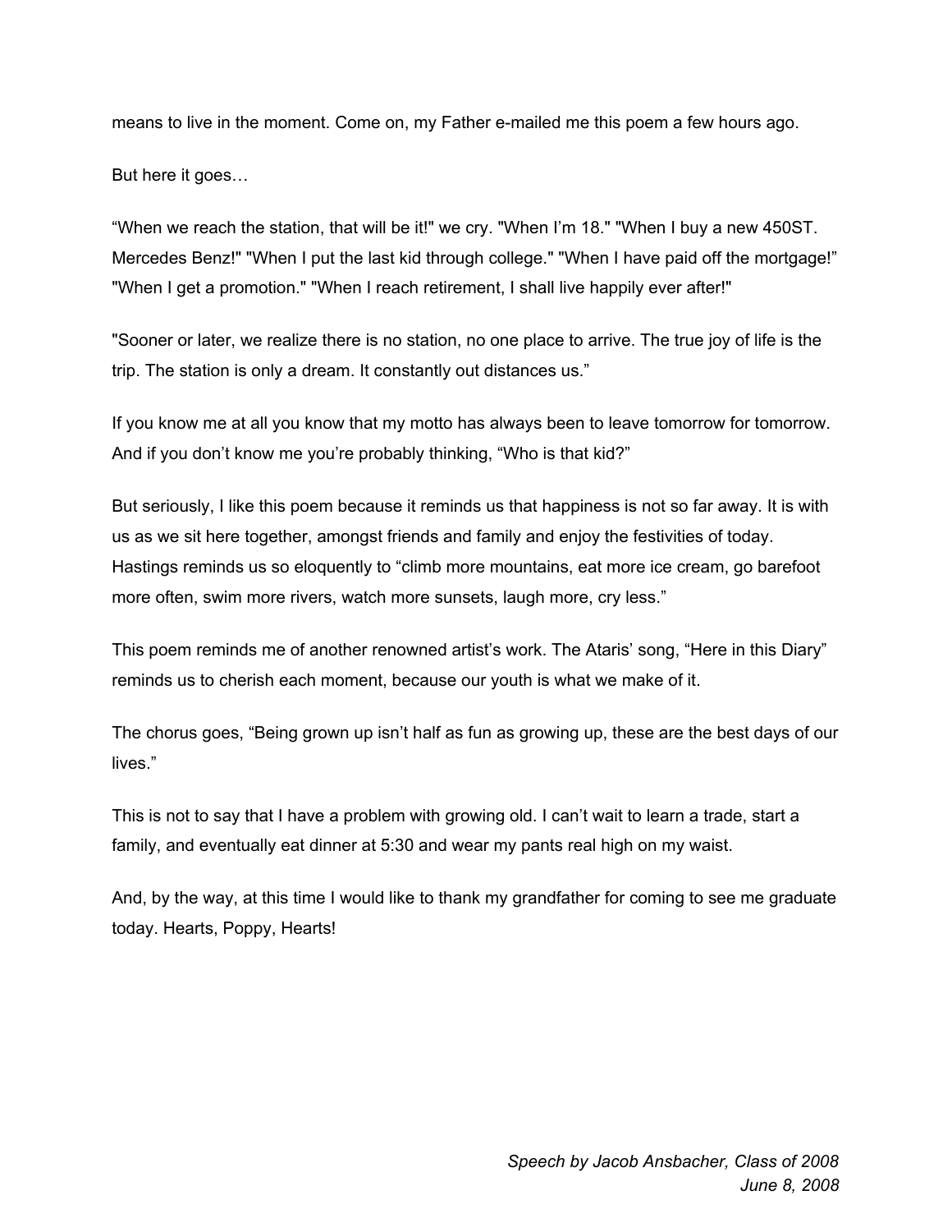means to live in the moment. Come on, my Father e-mailed me this poem a few hours ago.

But here it goes…

“When we reach the station, that will be it!" we cry. "When I’m 18." "When I buy a new 450ST. Mercedes Benz!" "When I put the last kid through college." "When I have paid off the mortgage!” "When I get a promotion." "When I reach retirement, I shall live happily ever after!"

"Sooner or later, we realize there is no station, no one place to arrive. The true joy of life is the trip. The station is only a dream. It constantly out distances us.”

If you know me at all you know that my motto has always been to leave tomorrow for tomorrow. And if you don’t know me you’re probably thinking, “Who is that kid?”

But seriously, I like this poem because it reminds us that happiness is not so far away. It is with us as we sit here together, amongst friends and family and enjoy the festivities of today. Hastings reminds us so eloquently to “climb more mountains, eat more ice cream, go barefoot more often, swim more rivers, watch more sunsets, laugh more, cry less.”

This poem reminds me of another renowned artist’s work. The Ataris’ song, “Here in this Diary” reminds us to cherish each moment, because our youth is what we make of it.

The chorus goes, “Being grown up isn’t half as fun as growing up, these are the best days of our lives.”

This is not to say that I have a problem with growing old. I can’t wait to learn a trade, start a family, and eventually eat dinner at 5:30 and wear my pants real high on my waist.

And, by the way, at this time I would like to thank my grandfather for coming to see me graduate today. Hearts, Poppy, Hearts!

*Speech by Jacob Ansbacher, Class of 2008*
*June 8, 2008*